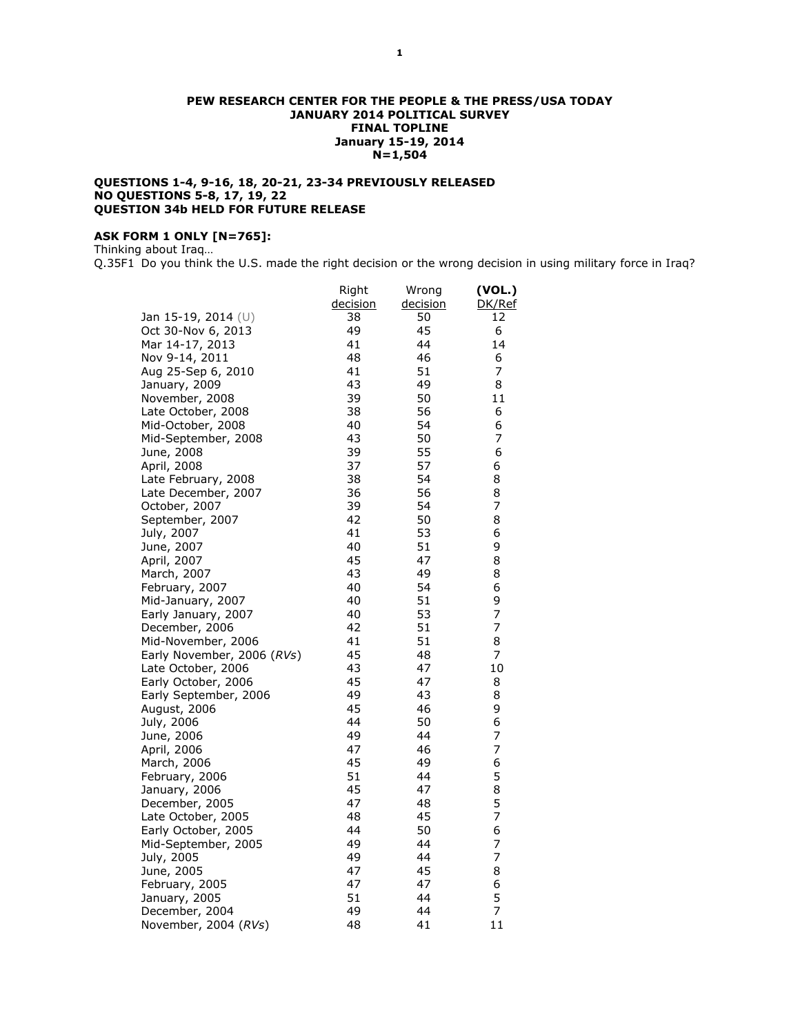**PEW RESEARCH CENTER FOR THE PEOPLE & THE PRESS/USA TODAY**
**JANUARY 2014 POLITICAL SURVEY**
**FINAL TOPLINE**
**January 15-19, 2014**
**N=1,504**

**QUESTIONS 1-4, 9-16, 18, 20-21, 23-34 PREVIOUSLY RELEASED**
**NO QUESTIONS 5-8, 17, 19, 22**
**QUESTION 34b HELD FOR FUTURE RELEASE**

**ASK FORM 1 ONLY [N=765]:**
Thinking about Iraq…
Q.35F1 Do you think the U.S. made the right decision or the wrong decision in using military force in Iraq?

| | Right decision | Wrong decision | (VOL.) DK/Ref |
|---|---|---|---|
| Jan 15-19, 2014 (U) | 38 | 50 | 12 |
| Oct 30-Nov 6, 2013 | 49 | 45 | 6 |
| Mar 14-17, 2013 | 41 | 44 | 14 |
| Nov 9-14, 2011 | 48 | 46 | 6 |
| Aug 25-Sep 6, 2010 | 41 | 51 | 7 |
| January, 2009 | 43 | 49 | 8 |
| November, 2008 | 39 | 50 | 11 |
| Late October, 2008 | 38 | 56 | 6 |
| Mid-October, 2008 | 40 | 54 | 6 |
| Mid-September, 2008 | 43 | 50 | 7 |
| June, 2008 | 39 | 55 | 6 |
| April, 2008 | 37 | 57 | 6 |
| Late February, 2008 | 38 | 54 | 8 |
| Late December, 2007 | 36 | 56 | 8 |
| October, 2007 | 39 | 54 | 7 |
| September, 2007 | 42 | 50 | 8 |
| July, 2007 | 41 | 53 | 6 |
| June, 2007 | 40 | 51 | 9 |
| April, 2007 | 45 | 47 | 8 |
| March, 2007 | 43 | 49 | 8 |
| February, 2007 | 40 | 54 | 6 |
| Mid-January, 2007 | 40 | 51 | 9 |
| Early January, 2007 | 40 | 53 | 7 |
| December, 2006 | 42 | 51 | 7 |
| Mid-November, 2006 | 41 | 51 | 8 |
| Early November, 2006 (*RVs*) | 45 | 48 | 7 |
| Late October, 2006 | 43 | 47 | 10 |
| Early October, 2006 | 45 | 47 | 8 |
| Early September, 2006 | 49 | 43 | 8 |
| August, 2006 | 45 | 46 | 9 |
| July, 2006 | 44 | 50 | 6 |
| June, 2006 | 49 | 44 | 7 |
| April, 2006 | 47 | 46 | 7 |
| March, 2006 | 45 | 49 | 6 |
| February, 2006 | 51 | 44 | 5 |
| January, 2006 | 45 | 47 | 8 |
| December, 2005 | 47 | 48 | 5 |
| Late October, 2005 | 48 | 45 | 7 |
| Early October, 2005 | 44 | 50 | 6 |
| Mid-September, 2005 | 49 | 44 | 7 |
| July, 2005 | 49 | 44 | 7 |
| June, 2005 | 47 | 45 | 8 |
| February, 2005 | 47 | 47 | 6 |
| January, 2005 | 51 | 44 | 5 |
| December, 2004 | 49 | 44 | 7 |
| November, 2004 (*RVs*) | 48 | 41 | 11 |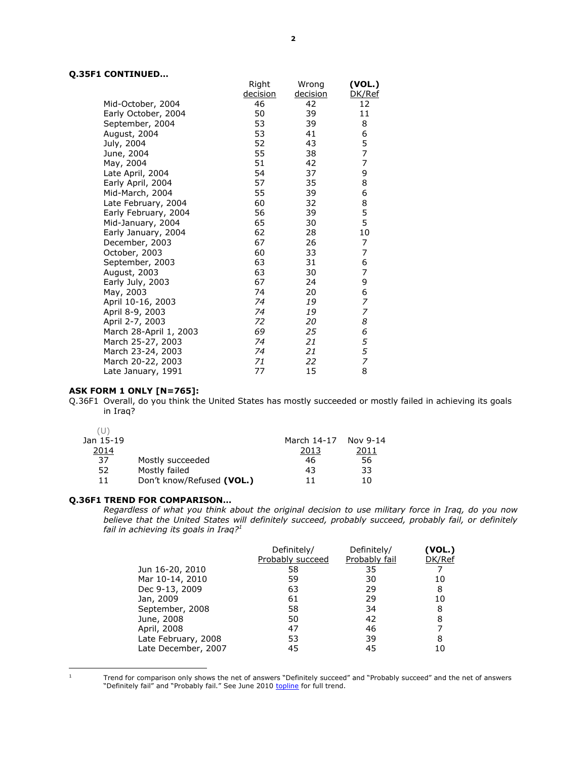**Q.35F1 CONTINUED…**

| | Right decision | Wrong decision | (VOL.) DK/Ref |
|---|---|---|---|
| Mid-October, 2004 | 46 | 42 | 12 |
| Early October, 2004 | 50 | 39 | 11 |
| September, 2004 | 53 | 39 | 8 |
| August, 2004 | 53 | 41 | 6 |
| July, 2004 | 52 | 43 | 5 |
| June, 2004 | 55 | 38 | 7 |
| May, 2004 | 51 | 42 | 7 |
| Late April, 2004 | 54 | 37 | 9 |
| Early April, 2004 | 57 | 35 | 8 |
| Mid-March, 2004 | 55 | 39 | 6 |
| Late February, 2004 | 60 | 32 | 8 |
| Early February, 2004 | 56 | 39 | 5 |
| Mid-January, 2004 | 65 | 30 | 5 |
| Early January, 2004 | 62 | 28 | 10 |
| December, 2003 | 67 | 26 | 7 |
| October, 2003 | 60 | 33 | 7 |
| September, 2003 | 63 | 31 | 6 |
| August, 2003 | 63 | 30 | 7 |
| Early July, 2003 | 67 | 24 | 9 |
| May, 2003 | 74 | 20 | 6 |
| April 10-16, 2003 | *74* | *19* | *7* |
| April 8-9, 2003 | *74* | *19* | *7* |
| April 2-7, 2003 | *72* | *20* | *8* |
| March 28-April 1, 2003 | *69* | *25* | *6* |
| March 25-27, 2003 | *74* | *21* | *5* |
| March 23-24, 2003 | *74* | *21* | *5* |
| March 20-22, 2003 | *71* | *22* | *7* |
| Late January, 1991 | 77 | 15 | 8 |

**ASK FORM 1 ONLY [N=765]:**

Q.36F1 Overall, do you think the United States has mostly succeeded or mostly failed in achieving its goals in Iraq?

| (U) Jan 15-19 2014 | | March 14-17 2013 | Nov 9-14 2011 |
|---|---|---|---|
| 37 | Mostly succeeded | 46 | 56 |
| 52 | Mostly failed | 43 | 33 |
| 11 | Don't know/Refused **(VOL.)** | 11 | 10 |

**Q.36F1 TREND FOR COMPARISON…**

*Regardless of what you think about the original decision to use military force in Iraq, do you now believe that the United States will definitely succeed, probably succeed, probably fail, or definitely fail in achieving its goals in Iraq?*[1]

| | Definitely/ Probably succeed | Definitely/ Probably fail | (VOL.) DK/Ref |
|---|---|---|---|
| Jun 16-20, 2010 | 58 | 35 | 7 |
| Mar 10-14, 2010 | 59 | 30 | 10 |
| Dec 9-13, 2009 | 63 | 29 | 8 |
| Jan, 2009 | 61 | 29 | 10 |
| September, 2008 | 58 | 34 | 8 |
| June, 2008 | 50 | 42 | 8 |
| April, 2008 | 47 | 46 | 7 |
| Late February, 2008 | 53 | 39 | 8 |
| Late December, 2007 | 45 | 45 | 10 |

[1] Trend for comparison only shows the net of answers "Definitely succeed" and "Probably succeed" and the net of answers "Definitely fail" and "Probably fail." See June 2010 topline for full trend.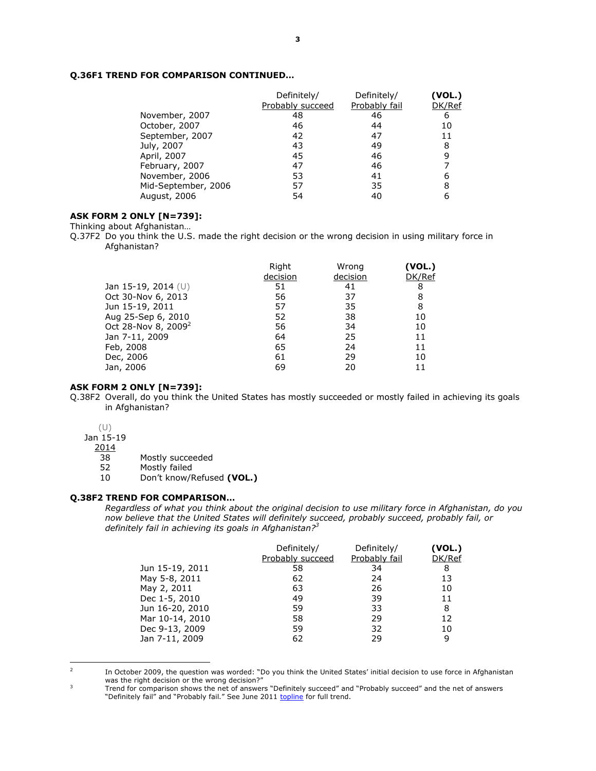**Q.36F1 TREND FOR COMPARISON CONTINUED…**

| | Definitely/ Probably succeed | Definitely/ Probably fail | **(VOL.)** DK/Ref |
|---|---|---|---|
| November, 2007 | 48 | 46 | 6 |
| October, 2007 | 46 | 44 | 10 |
| September, 2007 | 42 | 47 | 11 |
| July, 2007 | 43 | 49 | 8 |
| April, 2007 | 45 | 46 | 9 |
| February, 2007 | 47 | 46 | 7 |
| November, 2006 | 53 | 41 | 6 |
| Mid-September, 2006 | 57 | 35 | 8 |
| August, 2006 | 54 | 40 | 6 |

**ASK FORM 2 ONLY [N=739]:**

Thinking about Afghanistan…

Q.37F2 Do you think the U.S. made the right decision or the wrong decision in using military force in Afghanistan?

| | Right decision | Wrong decision | **(VOL.)** DK/Ref |
|---|---|---|---|
| Jan 15-19, 2014 (U) | 51 | 41 | 8 |
| Oct 30-Nov 6, 2013 | 56 | 37 | 8 |
| Jun 15-19, 2011 | 57 | 35 | 8 |
| Aug 25-Sep 6, 2010 | 52 | 38 | 10 |
| Oct 28-Nov 8, 2009[2] | 56 | 34 | 10 |
| Jan 7-11, 2009 | 64 | 25 | 11 |
| Feb, 2008 | 65 | 24 | 11 |
| Dec, 2006 | 61 | 29 | 10 |
| Jan, 2006 | 69 | 20 | 11 |

**ASK FORM 2 ONLY [N=739]:**

Q.38F2 Overall, do you think the United States has mostly succeeded or mostly failed in achieving its goals in Afghanistan?

| (U) Jan 15-19 2014 | |
|---|---|
| 38 | Mostly succeeded |
| 52 | Mostly failed |
| 10 | Don't know/Refused **(VOL.)** |

**Q.38F2 TREND FOR COMPARISON…**

*Regardless of what you think about the original decision to use military force in Afghanistan, do you now believe that the United States will definitely succeed, probably succeed, probably fail, or definitely fail in achieving its goals in Afghanistan?*[3]

| | Definitely/ Probably succeed | Definitely/ Probably fail | **(VOL.)** DK/Ref |
|---|---|---|---|
| Jun 15-19, 2011 | 58 | 34 | 8 |
| May 5-8, 2011 | 62 | 24 | 13 |
| May 2, 2011 | 63 | 26 | 10 |
| Dec 1-5, 2010 | 49 | 39 | 11 |
| Jun 16-20, 2010 | 59 | 33 | 8 |
| Mar 10-14, 2010 | 58 | 29 | 12 |
| Dec 9-13, 2009 | 59 | 32 | 10 |
| Jan 7-11, 2009 | 62 | 29 | 9 |

---

[2] In October 2009, the question was worded: "Do you think the United States' initial decision to use force in Afghanistan was the right decision or the wrong decision?"

[3] Trend for comparison shows the net of answers "Definitely succeed" and "Probably succeed" and the net of answers "Definitely fail" and "Probably fail." See June 2011 topline for full trend.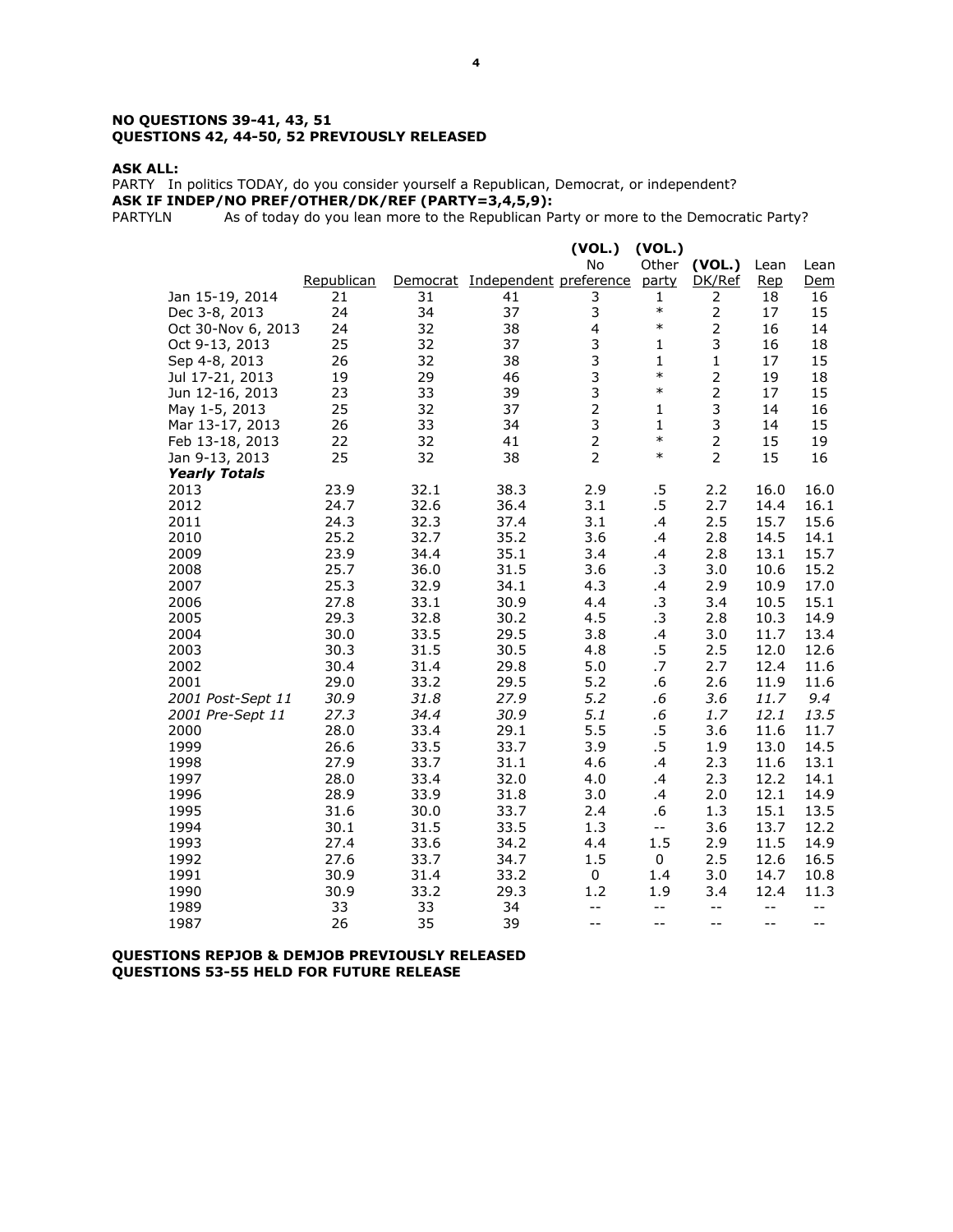**NO QUESTIONS 39-41, 43, 51**
**QUESTIONS 42, 44-50, 52 PREVIOUSLY RELEASED**

**ASK ALL:**
PARTY In politics TODAY, do you consider yourself a Republican, Democrat, or independent?
**ASK IF INDEP/NO PREF/OTHER/DK/REF (PARTY=3,4,5,9):**
PARTYLN As of today do you lean more to the Republican Party or more to the Democratic Party?

| | Republican | Democrat | Independent | (VOL.) No preference | (VOL.) Other party | (VOL.) DK/Ref | Lean Rep | Lean Dem |
|---|---|---|---|---|---|---|---|---|
| Jan 15-19, 2014 | 21 | 31 | 41 | 3 | 1 | 2 | 18 | 16 |
| Dec 3-8, 2013 | 24 | 34 | 37 | 3 | * | 2 | 17 | 15 |
| Oct 30-Nov 6, 2013 | 24 | 32 | 38 | 4 | * | 2 | 16 | 14 |
| Oct 9-13, 2013 | 25 | 32 | 37 | 3 | 1 | 3 | 16 | 18 |
| Sep 4-8, 2013 | 26 | 32 | 38 | 3 | 1 | 1 | 17 | 15 |
| Jul 17-21, 2013 | 19 | 29 | 46 | 3 | * | 2 | 19 | 18 |
| Jun 12-16, 2013 | 23 | 33 | 39 | 3 | * | 2 | 17 | 15 |
| May 1-5, 2013 | 25 | 32 | 37 | 2 | 1 | 3 | 14 | 16 |
| Mar 13-17, 2013 | 26 | 33 | 34 | 3 | 1 | 3 | 14 | 15 |
| Feb 13-18, 2013 | 22 | 32 | 41 | 2 | * | 2 | 15 | 19 |
| Jan 9-13, 2013 | 25 | 32 | 38 | 2 | * | 2 | 15 | 16 |
| ***Yearly Totals*** | | | | | | | | |
| 2013 | 23.9 | 32.1 | 38.3 | 2.9 | .5 | 2.2 | 16.0 | 16.0 |
| 2012 | 24.7 | 32.6 | 36.4 | 3.1 | .5 | 2.7 | 14.4 | 16.1 |
| 2011 | 24.3 | 32.3 | 37.4 | 3.1 | .4 | 2.5 | 15.7 | 15.6 |
| 2010 | 25.2 | 32.7 | 35.2 | 3.6 | .4 | 2.8 | 14.5 | 14.1 |
| 2009 | 23.9 | 34.4 | 35.1 | 3.4 | .4 | 2.8 | 13.1 | 15.7 |
| 2008 | 25.7 | 36.0 | 31.5 | 3.6 | .3 | 3.0 | 10.6 | 15.2 |
| 2007 | 25.3 | 32.9 | 34.1 | 4.3 | .4 | 2.9 | 10.9 | 17.0 |
| 2006 | 27.8 | 33.1 | 30.9 | 4.4 | .3 | 3.4 | 10.5 | 15.1 |
| 2005 | 29.3 | 32.8 | 30.2 | 4.5 | .3 | 2.8 | 10.3 | 14.9 |
| 2004 | 30.0 | 33.5 | 29.5 | 3.8 | .4 | 3.0 | 11.7 | 13.4 |
| 2003 | 30.3 | 31.5 | 30.5 | 4.8 | .5 | 2.5 | 12.0 | 12.6 |
| 2002 | 30.4 | 31.4 | 29.8 | 5.0 | .7 | 2.7 | 12.4 | 11.6 |
| 2001 | 29.0 | 33.2 | 29.5 | 5.2 | .6 | 2.6 | 11.9 | 11.6 |
| *2001 Post-Sept 11* | *30.9* | *31.8* | *27.9* | *5.2* | *.6* | *3.6* | *11.7* | *9.4* |
| *2001 Pre-Sept 11* | *27.3* | *34.4* | *30.9* | *5.1* | *.6* | *1.7* | *12.1* | *13.5* |
| 2000 | 28.0 | 33.4 | 29.1 | 5.5 | .5 | 3.6 | 11.6 | 11.7 |
| 1999 | 26.6 | 33.5 | 33.7 | 3.9 | .5 | 1.9 | 13.0 | 14.5 |
| 1998 | 27.9 | 33.7 | 31.1 | 4.6 | .4 | 2.3 | 11.6 | 13.1 |
| 1997 | 28.0 | 33.4 | 32.0 | 4.0 | .4 | 2.3 | 12.2 | 14.1 |
| 1996 | 28.9 | 33.9 | 31.8 | 3.0 | .4 | 2.0 | 12.1 | 14.9 |
| 1995 | 31.6 | 30.0 | 33.7 | 2.4 | .6 | 1.3 | 15.1 | 13.5 |
| 1994 | 30.1 | 31.5 | 33.5 | 1.3 | -- | 3.6 | 13.7 | 12.2 |
| 1993 | 27.4 | 33.6 | 34.2 | 4.4 | 1.5 | 2.9 | 11.5 | 14.9 |
| 1992 | 27.6 | 33.7 | 34.7 | 1.5 | 0 | 2.5 | 12.6 | 16.5 |
| 1991 | 30.9 | 31.4 | 33.2 | 0 | 1.4 | 3.0 | 14.7 | 10.8 |
| 1990 | 30.9 | 33.2 | 29.3 | 1.2 | 1.9 | 3.4 | 12.4 | 11.3 |
| 1989 | 33 | 33 | 34 | -- | -- | -- | -- | -- |
| 1987 | 26 | 35 | 39 | -- | -- | -- | -- | -- |

**QUESTIONS REPJOB & DEMJOB PREVIOUSLY RELEASED**
**QUESTIONS 53-55 HELD FOR FUTURE RELEASE**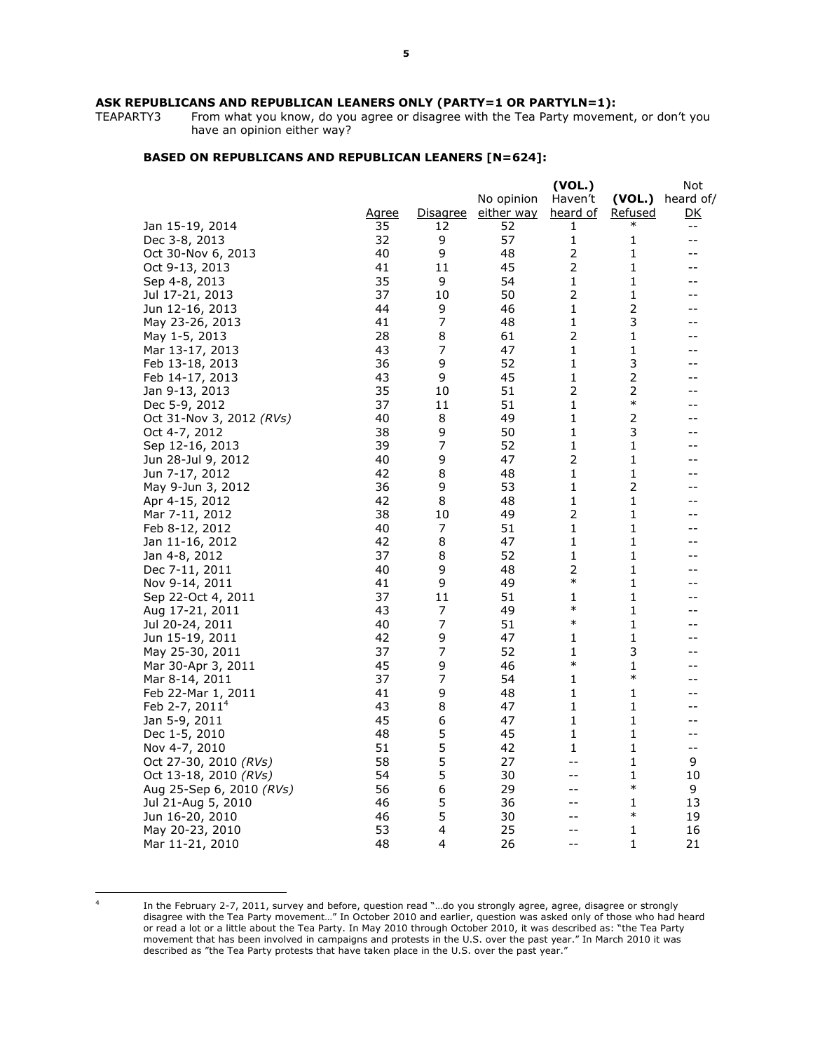**ASK REPUBLICANS AND REPUBLICAN LEANERS ONLY (PARTY=1 OR PARTYLN=1):**

TEAPARTY3 From what you know, do you agree or disagree with the Tea Party movement, or don't you have an opinion either way?

**BASED ON REPUBLICANS AND REPUBLICAN LEANERS [N=624]:**

| | Agree | Disagree | No opinion either way | (VOL.) Haven't heard of | (VOL.) Refused | Not heard of/ DK |
|---|---|---|---|---|---|---|
| Jan 15-19, 2014 | 35 | 12 | 52 | 1 | * | -- |
| Dec 3-8, 2013 | 32 | 9 | 57 | 1 | 1 | -- |
| Oct 30-Nov 6, 2013 | 40 | 9 | 48 | 2 | 1 | -- |
| Oct 9-13, 2013 | 41 | 11 | 45 | 2 | 1 | -- |
| Sep 4-8, 2013 | 35 | 9 | 54 | 1 | 1 | -- |
| Jul 17-21, 2013 | 37 | 10 | 50 | 2 | 1 | -- |
| Jun 12-16, 2013 | 44 | 9 | 46 | 1 | 2 | -- |
| May 23-26, 2013 | 41 | 7 | 48 | 1 | 3 | -- |
| May 1-5, 2013 | 28 | 8 | 61 | 2 | 1 | -- |
| Mar 13-17, 2013 | 43 | 7 | 47 | 1 | 1 | -- |
| Feb 13-18, 2013 | 36 | 9 | 52 | 1 | 3 | -- |
| Feb 14-17, 2013 | 43 | 9 | 45 | 1 | 2 | -- |
| Jan 9-13, 2013 | 35 | 10 | 51 | 2 | 2 | -- |
| Dec 5-9, 2012 | 37 | 11 | 51 | 1 | * | -- |
| Oct 31-Nov 3, 2012 *(RVs)* | 40 | 8 | 49 | 1 | 2 | -- |
| Oct 4-7, 2012 | 38 | 9 | 50 | 1 | 3 | -- |
| Sep 12-16, 2013 | 39 | 7 | 52 | 1 | 1 | -- |
| Jun 28-Jul 9, 2012 | 40 | 9 | 47 | 2 | 1 | -- |
| Jun 7-17, 2012 | 42 | 8 | 48 | 1 | 1 | -- |
| May 9-Jun 3, 2012 | 36 | 9 | 53 | 1 | 2 | -- |
| Apr 4-15, 2012 | 42 | 8 | 48 | 1 | 1 | -- |
| Mar 7-11, 2012 | 38 | 10 | 49 | 2 | 1 | -- |
| Feb 8-12, 2012 | 40 | 7 | 51 | 1 | 1 | -- |
| Jan 11-16, 2012 | 42 | 8 | 47 | 1 | 1 | -- |
| Jan 4-8, 2012 | 37 | 8 | 52 | 1 | 1 | -- |
| Dec 7-11, 2011 | 40 | 9 | 48 | 2 | 1 | -- |
| Nov 9-14, 2011 | 41 | 9 | 49 | * | 1 | -- |
| Sep 22-Oct 4, 2011 | 37 | 11 | 51 | 1 | 1 | -- |
| Aug 17-21, 2011 | 43 | 7 | 49 | * | 1 | -- |
| Jul 20-24, 2011 | 40 | 7 | 51 | * | 1 | -- |
| Jun 15-19, 2011 | 42 | 9 | 47 | 1 | 1 | -- |
| May 25-30, 2011 | 37 | 7 | 52 | 1 | 3 | -- |
| Mar 30-Apr 3, 2011 | 45 | 9 | 46 | * | 1 | -- |
| Mar 8-14, 2011 | 37 | 7 | 54 | 1 | * | -- |
| Feb 22-Mar 1, 2011 | 41 | 9 | 48 | 1 | 1 | -- |
| Feb 2-7, 2011[4] | 43 | 8 | 47 | 1 | 1 | -- |
| Jan 5-9, 2011 | 45 | 6 | 47 | 1 | 1 | -- |
| Dec 1-5, 2010 | 48 | 5 | 45 | 1 | 1 | -- |
| Nov 4-7, 2010 | 51 | 5 | 42 | 1 | 1 | -- |
| Oct 27-30, 2010 *(RVs)* | 58 | 5 | 27 | -- | 1 | 9 |
| Oct 13-18, 2010 *(RVs)* | 54 | 5 | 30 | -- | 1 | 10 |
| Aug 25-Sep 6, 2010 *(RVs)* | 56 | 6 | 29 | -- | * | 9 |
| Jul 21-Aug 5, 2010 | 46 | 5 | 36 | -- | 1 | 13 |
| Jun 16-20, 2010 | 46 | 5 | 30 | -- | * | 19 |
| May 20-23, 2010 | 53 | 4 | 25 | -- | 1 | 16 |
| Mar 11-21, 2010 | 48 | 4 | 26 | -- | 1 | 21 |

[4] In the February 2-7, 2011, survey and before, question read "…do you strongly agree, agree, disagree or strongly disagree with the Tea Party movement…" In October 2010 and earlier, question was asked only of those who had heard or read a lot or a little about the Tea Party. In May 2010 through October 2010, it was described as: "the Tea Party movement that has been involved in campaigns and protests in the U.S. over the past year." In March 2010 it was described as "the Tea Party protests that have taken place in the U.S. over the past year."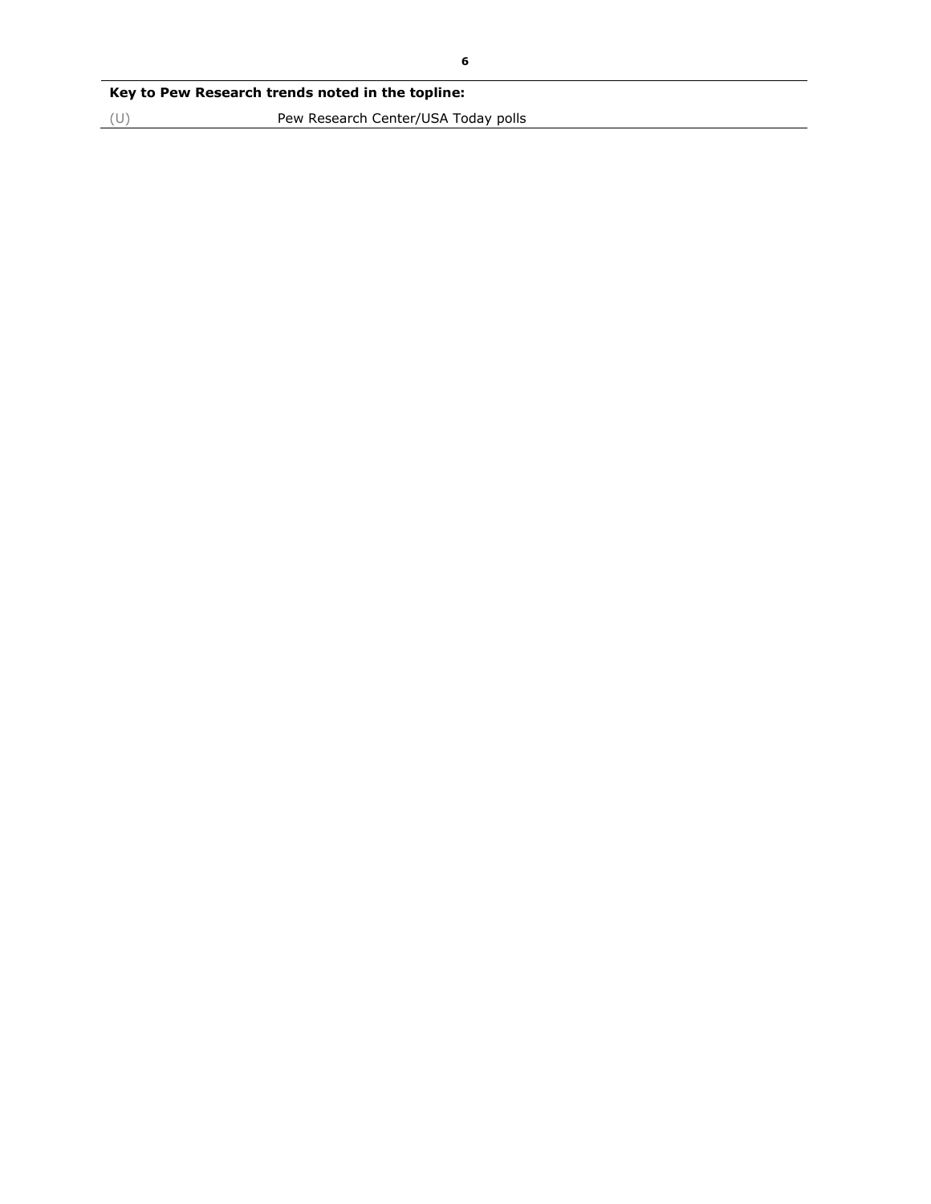**Key to Pew Research trends noted in the topline:**

| | |
|---|---|
| (U) | Pew Research Center/USA Today polls |